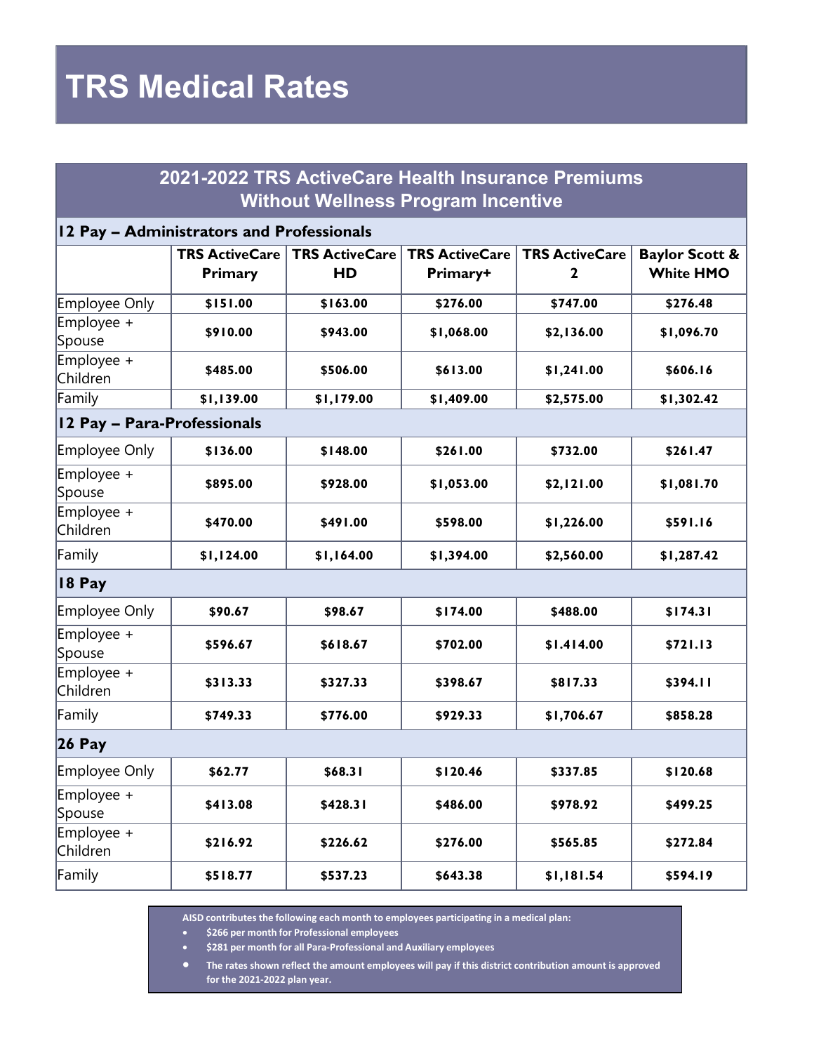# TRS Medical Rates

## 2021-2022 TRS ActiveCare Health Insurance Premiums Without Wellness Program Incentive

| | TRS ActiveCare Primary | TRS ActiveCare HD | TRS ActiveCare Primary+ | TRS ActiveCare 2 | Baylor Scott & White HMO |
|---|---|---|---|---|---|
| **12 Pay – Administrators and Professionals** | | | | | |
| Employee Only | **$151.00** | **$163.00** | **$276.00** | **$747.00** | **$276.48** |
| Employee + Spouse | **$910.00** | **$943.00** | **$1,068.00** | **$2,136.00** | **$1,096.70** |
| Employee + Children | **$485.00** | **$506.00** | **$613.00** | **$1,241.00** | **$606.16** |
| Family | **$1,139.00** | **$1,179.00** | **$1,409.00** | **$2,575.00** | **$1,302.42** |
| **12 Pay – Para-Professionals** | | | | | |
| Employee Only | **$136.00** | **$148.00** | **$261.00** | **$732.00** | **$261.47** |
| Employee + Spouse | **$895.00** | **$928.00** | **$1,053.00** | **$2,121.00** | **$1,081.70** |
| Employee + Children | **$470.00** | **$491.00** | **$598.00** | **$1,226.00** | **$591.16** |
| Family | **$1,124.00** | **$1,164.00** | **$1,394.00** | **$2,560.00** | **$1,287.42** |
| **18 Pay** | | | | | |
| Employee Only | **$90.67** | **$98.67** | **$174.00** | **$488.00** | **$174.31** |
| Employee + Spouse | **$596.67** | **$618.67** | **$702.00** | **$1.414.00** | **$721.13** |
| Employee + Children | **$313.33** | **$327.33** | **$398.67** | **$817.33** | **$394.11** |
| Family | **$749.33** | **$776.00** | **$929.33** | **$1,706.67** | **$858.28** |
| **26 Pay** | | | | | |
| Employee Only | **$62.77** | **$68.31** | **$120.46** | **$337.85** | **$120.68** |
| Employee + Spouse | **$413.08** | **$428.31** | **$486.00** | **$978.92** | **$499.25** |
| Employee + Children | **$216.92** | **$226.62** | **$276.00** | **$565.85** | **$272.84** |
| Family | **$518.77** | **$537.23** | **$643.38** | **$1,181.54** | **$594.19** |

**AISD contributes the following each month to employees participating in a medical plan:**

- **$266 per month for Professional employees**
- **$281 per month for all Para-Professional and Auxiliary employees**
- **The rates shown reflect the amount employees will pay if this district contribution amount is approved for the 2021-2022 plan year.**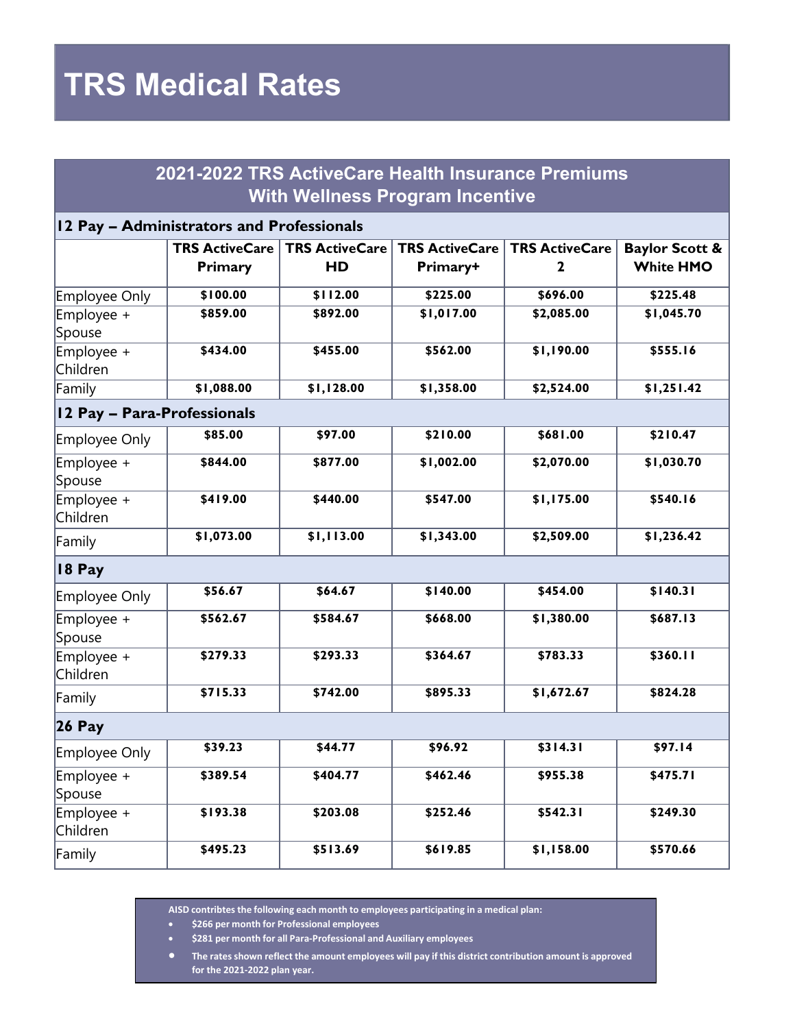# TRS Medical Rates

## 2021-2022 TRS ActiveCare Health Insurance Premiums With Wellness Program Incentive

| | TRS ActiveCare Primary | TRS ActiveCare HD | TRS ActiveCare Primary+ | TRS ActiveCare 2 | Baylor Scott & White HMO |
|---|---|---|---|---|---|
| **12 Pay – Administrators and Professionals** | | | | | |
| Employee Only | $100.00 | $112.00 | $225.00 | $696.00 | $225.48 |
| Employee + Spouse | $859.00 | $892.00 | $1,017.00 | $2,085.00 | $1,045.70 |
| Employee + Children | $434.00 | $455.00 | $562.00 | $1,190.00 | $555.16 |
| Family | $1,088.00 | $1,128.00 | $1,358.00 | $2,524.00 | $1,251.42 |
| **12 Pay – Para-Professionals** | | | | | |
| Employee Only | $85.00 | $97.00 | $210.00 | $681.00 | $210.47 |
| Employee + Spouse | $844.00 | $877.00 | $1,002.00 | $2,070.00 | $1,030.70 |
| Employee + Children | $419.00 | $440.00 | $547.00 | $1,175.00 | $540.16 |
| Family | $1,073.00 | $1,113.00 | $1,343.00 | $2,509.00 | $1,236.42 |
| **18 Pay** | | | | | |
| Employee Only | $56.67 | $64.67 | $140.00 | $454.00 | $140.31 |
| Employee + Spouse | $562.67 | $584.67 | $668.00 | $1,380.00 | $687.13 |
| Employee + Children | $279.33 | $293.33 | $364.67 | $783.33 | $360.11 |
| Family | $715.33 | $742.00 | $895.33 | $1,672.67 | $824.28 |
| **26 Pay** | | | | | |
| Employee Only | $39.23 | $44.77 | $96.92 | $314.31 | $97.14 |
| Employee + Spouse | $389.54 | $404.77 | $462.46 | $955.38 | $475.71 |
| Employee + Children | $193.38 | $203.08 | $252.46 | $542.31 | $249.30 |
| Family | $495.23 | $513.69 | $619.85 | $1,158.00 | $570.66 |

**AISD contribtes the following each month to employees participating in a medical plan:**

- **$266 per month for Professional employees**
- **$281 per month for all Para-Professional and Auxiliary employees**
- **The rates shown reflect the amount employees will pay if this district contribution amount is approved for the 2021-2022 plan year.**